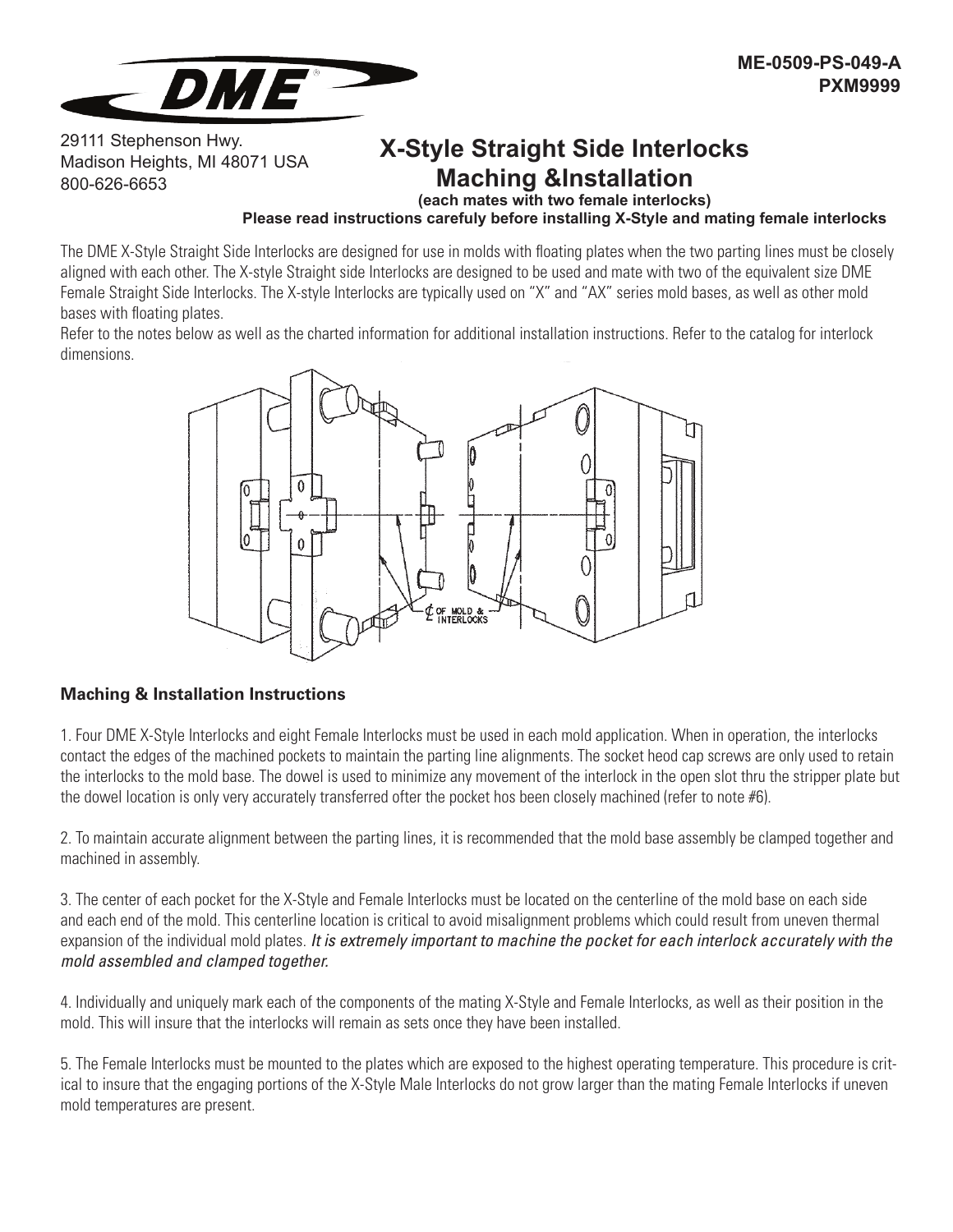ME-0509-PS-049-A
PXM9999

29111 Stephenson Hwy.
Madison Heights, MI 48071 USA
800-626-6653

# X-Style Straight Side Interlocks Maching &Installation

**(each mates with two female interlocks)**

**Please read instructions carefuly before installing X-Style and mating female interlocks**

The DME X-Style Straight Side Interlocks are designed for use in molds with floating plates when the two parting lines must be closely aligned with each other. The X-style Straight side Interlocks are designed to be used and mate with two of the equivalent size DME Female Straight Side Interlocks. The X-style Interlocks are typically used on "X" and "AX" series mold bases, as well as other mold bases with floating plates.

Refer to the notes below as well as the charted information for additional installation instructions. Refer to the catalog for interlock dimensions.

## Maching & Installation Instructions

1. Four DME X-Style Interlocks and eight Female Interlocks must be used in each mold application. When in operation, the interlocks contact the edges of the machined pockets to maintain the parting line alignments. The socket heod cap screws are only used to retain the interlocks to the mold base. The dowel is used to minimize any movement of the interlock in the open slot thru the stripper plate but the dowel location is only very accurately transferred ofter the pocket hos been closely machined (refer to note #6).

2. To maintain accurate alignment between the parting lines, it is recommended that the mold base assembly be clamped together and machined in assembly.

3. The center of each pocket for the X-Style and Female Interlocks must be located on the centerline of the mold base on each side and each end of the mold. This centerline location is critical to avoid misalignment problems which could result from uneven thermal expansion of the individual mold plates. *It is extremely important to machine the pocket for each interlock accurately with the mold assembled and clamped together.*

4. Individually and uniquely mark each of the components of the mating X-Style and Female Interlocks, as well as their position in the mold. This will insure that the interlocks will remain as sets once they have been installed.

5. The Female Interlocks must be mounted to the plates which are exposed to the highest operating temperature. This procedure is critical to insure that the engaging portions of the X-Style Male Interlocks do not grow larger than the mating Female Interlocks if uneven mold temperatures are present.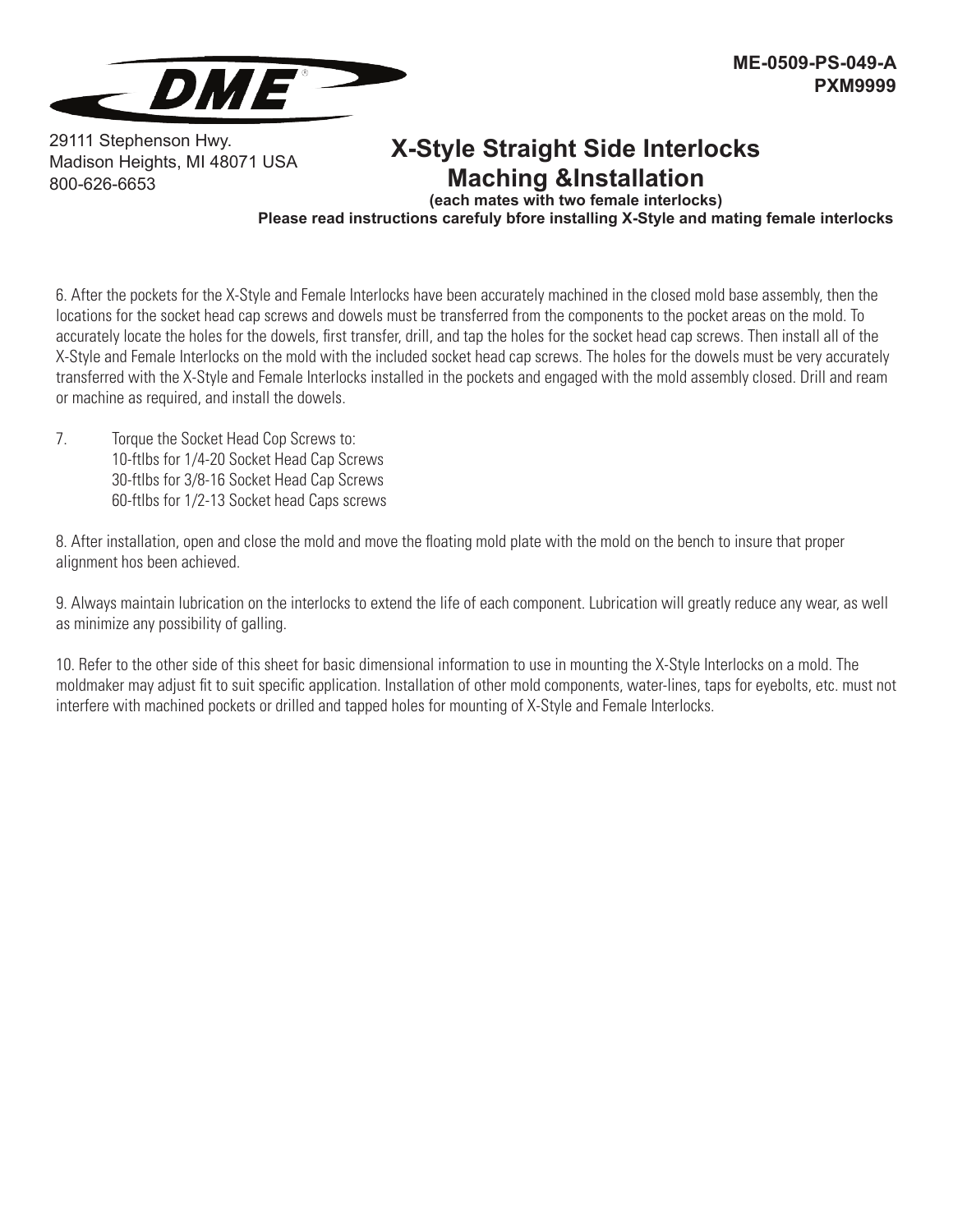**ME-0509-PS-049-A**
**PXM9999**

DME

29111 Stephenson Hwy.
Madison Heights, MI 48071 USA
800-626-6653

# X-Style Straight Side Interlocks Maching &Installation

**(each mates with two female interlocks)**

**Please read instructions carefuly bfore installing X-Style and mating female interlocks**

6. After the pockets for the X-Style and Female Interlocks have been accurately machined in the closed mold base assembly, then the locations for the socket head cap screws and dowels must be transferred from the components to the pocket areas on the mold. To accurately locate the holes for the dowels, first transfer, drill, and tap the holes for the socket head cap screws. Then install all of the X-Style and Female Interlocks on the mold with the included socket head cap screws. The holes for the dowels must be very accurately transferred with the X-Style and Female Interlocks installed in the pockets and engaged with the mold assembly closed. Drill and ream or machine as required, and install the dowels.

7. Torque the Socket Head Cop Screws to:
   10-ftlbs for 1/4-20 Socket Head Cap Screws
   30-ftlbs for 3/8-16 Socket Head Cap Screws
   60-ftlbs for 1/2-13 Socket head Caps screws

8. After installation, open and close the mold and move the floating mold plate with the mold on the bench to insure that proper alignment hos been achieved.

9. Always maintain lubrication on the interlocks to extend the life of each component. Lubrication will greatly reduce any wear, as well as minimize any possibility of galling.

10. Refer to the other side of this sheet for basic dimensional information to use in mounting the X-Style Interlocks on a mold. The moldmaker may adjust fit to suit specific application. Installation of other mold components, water-lines, taps for eyebolts, etc. must not interfere with machined pockets or drilled and tapped holes for mounting of X-Style and Female Interlocks.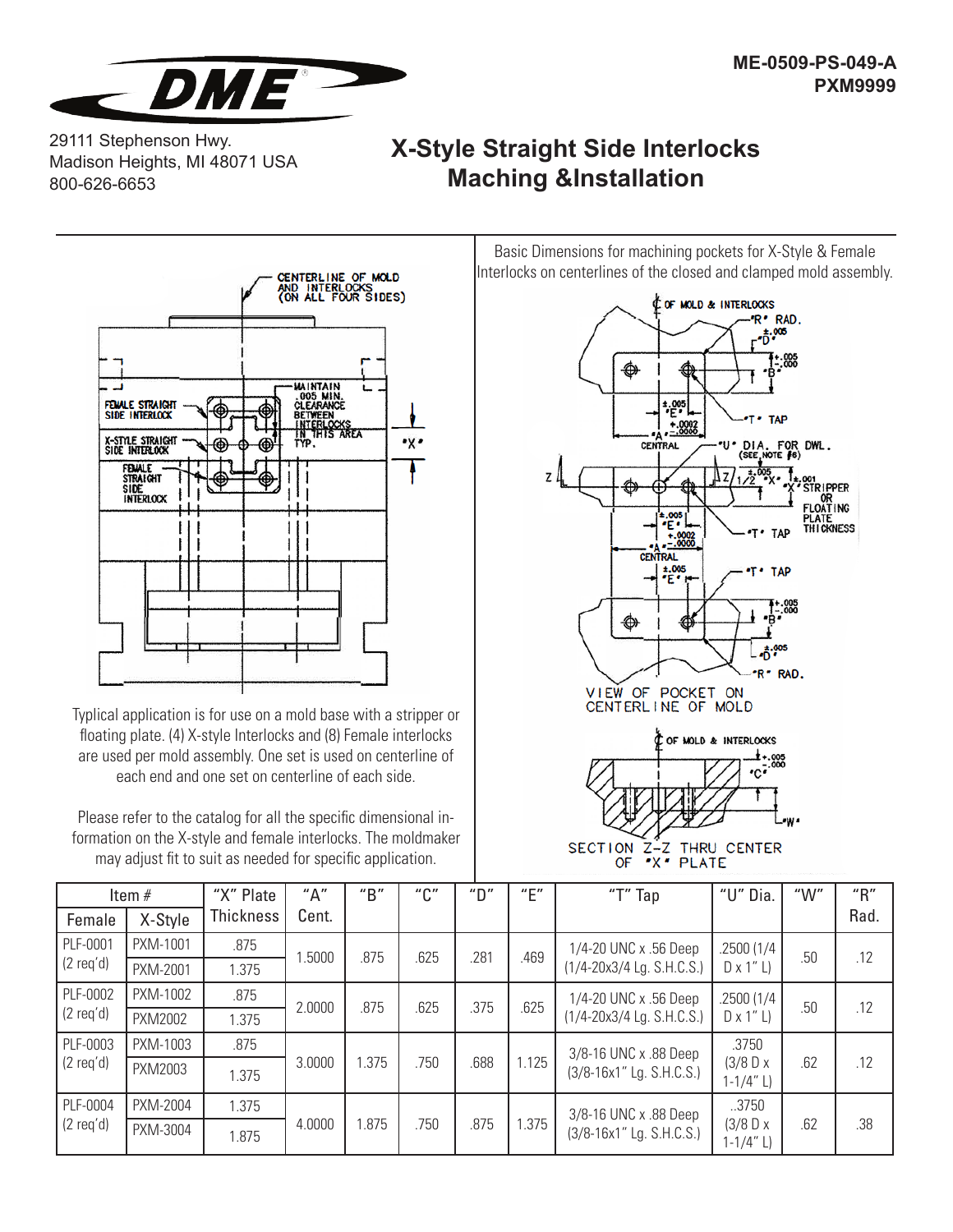ME-0509-PS-049-A
PXM9999

29111 Stephenson Hwy.
Madison Heights, MI 48071 USA
800-626-6653

# X-Style Straight Side Interlocks Maching &Installation

CENTERLINE OF MOLD AND INTERLOCKS (ON ALL FOUR SIDES)

FEMALE STRAIGHT SIDE INTERLOCK

X-STYLE STRAIGHT SIDE INTERLOCK

FEMALE STRAIGHT SIDE INTERLOCK

MAINTAIN .005 MIN. CLEARANCE BETWEEN INTERLOCKS IN THIS AREA TYP.

"X"

Typical application is for use on a mold base with a stripper or floating plate. (4) X-style Interlocks and (8) Female interlocks are used per mold assembly. One set is used on centerline of each end and one set on centerline of each side.

Please refer to the catalog for all the specific dimensional information on the X-style and female interlocks. The moldmaker may adjust fit to suit as needed for specific application.

Basic Dimensions for machining pockets for X-Style & Female Interlocks on centerlines of the closed and clamped mold assembly.

℄ OF MOLD & INTERLOCKS

"R" RAD.

±.005 "D"

+.005 −.000 "B"

±.005 "E"

+.0002 −.0000 "A" CENTRAL

"T" TAP

"U" DIA. FOR DWL. (SEE NOTE #6)

Z

Z

±.005 1/2 "X"

±.001 "X" STRIPPER OR FLOATING PLATE THICKNESS

±.005 "E"

+.0002 −.0000 "A" CENTRAL

"T" TAP

±.005 "E"

"T" TAP

+.005 −.000 "B"

±.005 "D"

"R" RAD.

VIEW OF POCKET ON CENTERLINE OF MOLD

℄ OF MOLD & INTERLOCKS

+.005 −.000 "C"

"W"

SECTION Z-Z THRU CENTER OF "X" PLATE

| Item # | | "X" Plate Thickness | "A" Cent. | "B" | "C" | "D" | "E" | "T" Tap | "U" Dia. | "W" | "R" Rad. |
|---|---|---|---|---|---|---|---|---|---|---|---|
| Female | X-Style | | | | | | | | | | |
| PLF-0001 (2 req'd) | PXM-1001 | .875 | 1.5000 | .875 | .625 | .281 | .469 | 1/4-20 UNC x .56 Deep (1/4-20x3/4 Lg. S.H.C.S.) | .2500 (1/4 D x 1" L) | .50 | .12 |
| | PXM-2001 | 1.375 | | | | | | | | | |
| PLF-0002 (2 req'd) | PXM-1002 | .875 | 2.0000 | .875 | .625 | .375 | .625 | 1/4-20 UNC x .56 Deep (1/4-20x3/4 Lg. S.H.C.S.) | .2500 (1/4 D x 1" L) | .50 | .12 |
| | PXM2002 | 1.375 | | | | | | | | | |
| PLF-0003 (2 req'd) | PXM-1003 | .875 | 3.0000 | 1.375 | .750 | .688 | 1.125 | 3/8-16 UNC x .88 Deep (3/8-16x1" Lg. S.H.C.S.) | .3750 (3/8 D x 1-1/4" L) | .62 | .12 |
| | PXM2003 | 1.375 | | | | | | | | | |
| PLF-0004 (2 req'd) | PXM-2004 | 1.375 | 4.0000 | 1.875 | .750 | .875 | 1.375 | 3/8-16 UNC x .88 Deep (3/8-16x1" Lg. S.H.C.S.) | ..3750 (3/8 D x 1-1/4" L) | .62 | .38 |
| | PXM-3004 | 1.875 | | | | | | | | | |